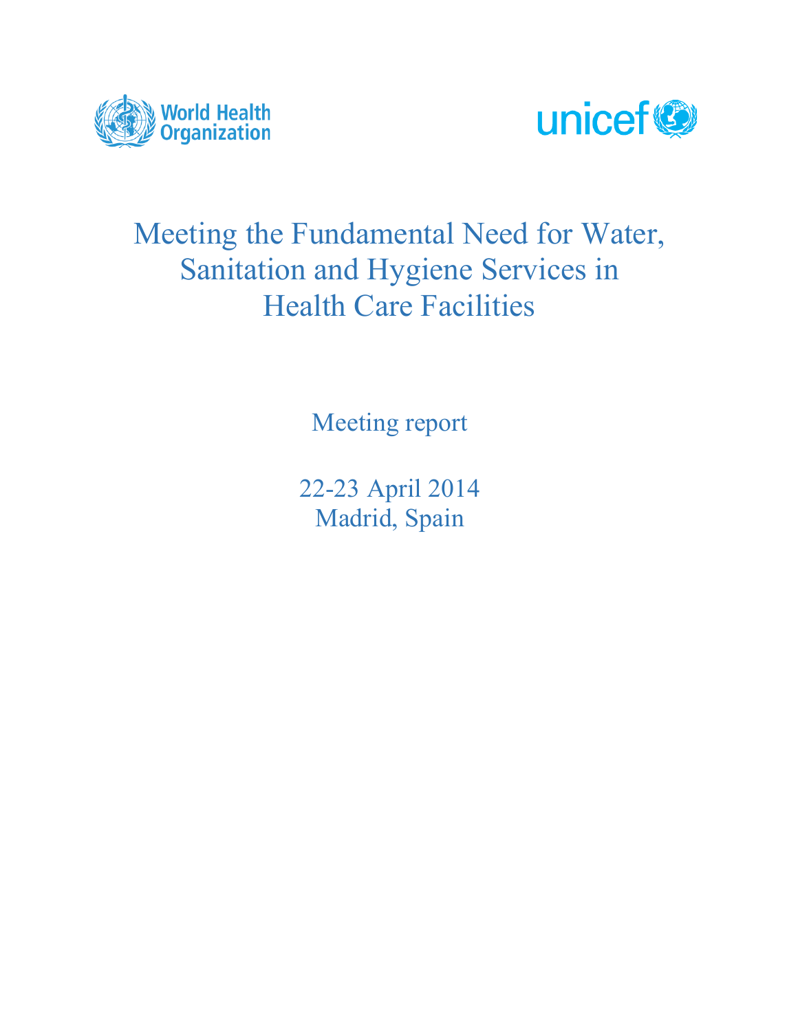World Health Organization

unicef

# Meeting the Fundamental Need for Water, Sanitation and Hygiene Services in Health Care Facilities

Meeting report

22-23 April 2014
Madrid, Spain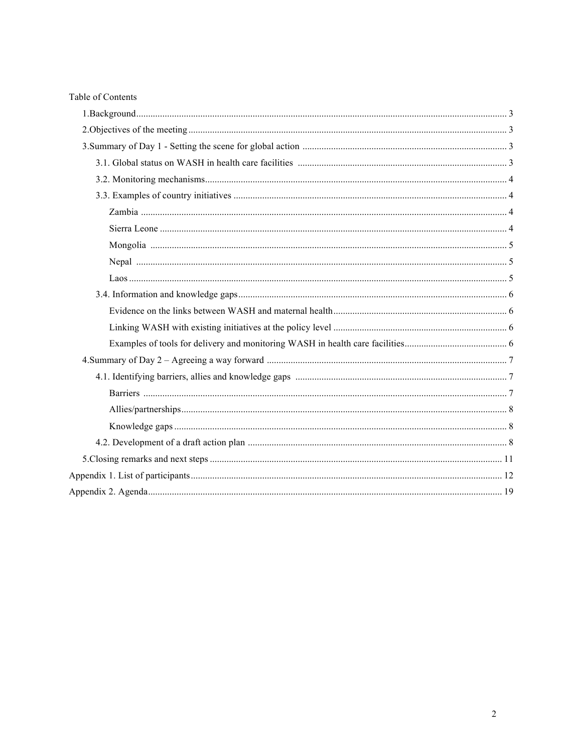Table of Contents

- 1.Background ..... 3
- 2.Objectives of the meeting ..... 3
- 3.Summary of Day 1 - Setting the scene for global action ..... 3
  - 3.1. Global status on WASH in health care facilities ..... 3
  - 3.2. Monitoring mechanisms ..... 4
  - 3.3. Examples of country initiatives ..... 4
    - Zambia ..... 4
    - Sierra Leone ..... 4
    - Mongolia ..... 5
    - Nepal ..... 5
    - Laos ..... 5
  - 3.4. Information and knowledge gaps ..... 6
    - Evidence on the links between WASH and maternal health ..... 6
    - Linking WASH with existing initiatives at the policy level ..... 6
    - Examples of tools for delivery and monitoring WASH in health care facilities ..... 6
- 4.Summary of Day 2 – Agreeing a way forward ..... 7
  - 4.1. Identifying barriers, allies and knowledge gaps ..... 7
    - Barriers ..... 7
    - Allies/partnerships ..... 8
    - Knowledge gaps ..... 8
  - 4.2. Development of a draft action plan ..... 8
- 5.Closing remarks and next steps ..... 11
- Appendix 1. List of participants ..... 12
- Appendix 2. Agenda ..... 19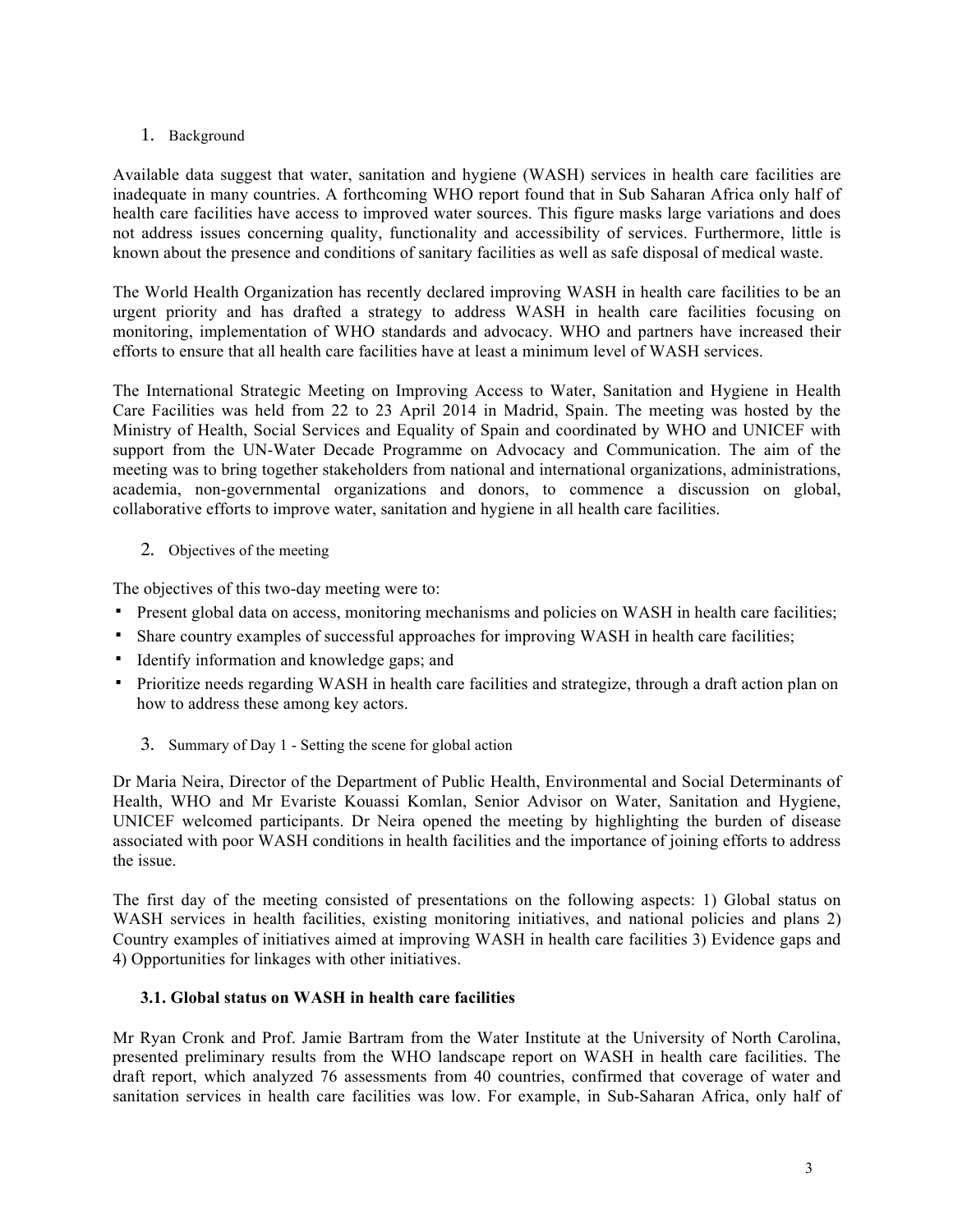## 1. Background

Available data suggest that water, sanitation and hygiene (WASH) services in health care facilities are inadequate in many countries. A forthcoming WHO report found that in Sub Saharan Africa only half of health care facilities have access to improved water sources. This figure masks large variations and does not address issues concerning quality, functionality and accessibility of services. Furthermore, little is known about the presence and conditions of sanitary facilities as well as safe disposal of medical waste.

The World Health Organization has recently declared improving WASH in health care facilities to be an urgent priority and has drafted a strategy to address WASH in health care facilities focusing on monitoring, implementation of WHO standards and advocacy. WHO and partners have increased their efforts to ensure that all health care facilities have at least a minimum level of WASH services.

The International Strategic Meeting on Improving Access to Water, Sanitation and Hygiene in Health Care Facilities was held from 22 to 23 April 2014 in Madrid, Spain. The meeting was hosted by the Ministry of Health, Social Services and Equality of Spain and coordinated by WHO and UNICEF with support from the UN-Water Decade Programme on Advocacy and Communication. The aim of the meeting was to bring together stakeholders from national and international organizations, administrations, academia, non-governmental organizations and donors, to commence a discussion on global, collaborative efforts to improve water, sanitation and hygiene in all health care facilities.

## 2. Objectives of the meeting

The objectives of this two-day meeting were to:

- Present global data on access, monitoring mechanisms and policies on WASH in health care facilities;
- Share country examples of successful approaches for improving WASH in health care facilities;
- Identify information and knowledge gaps; and
- Prioritize needs regarding WASH in health care facilities and strategize, through a draft action plan on how to address these among key actors.

## 3. Summary of Day 1 - Setting the scene for global action

Dr Maria Neira, Director of the Department of Public Health, Environmental and Social Determinants of Health, WHO and Mr Evariste Kouassi Komlan, Senior Advisor on Water, Sanitation and Hygiene, UNICEF welcomed participants. Dr Neira opened the meeting by highlighting the burden of disease associated with poor WASH conditions in health facilities and the importance of joining efforts to address the issue.

The first day of the meeting consisted of presentations on the following aspects: 1) Global status on WASH services in health facilities, existing monitoring initiatives, and national policies and plans 2) Country examples of initiatives aimed at improving WASH in health care facilities 3) Evidence gaps and 4) Opportunities for linkages with other initiatives.

### 3.1. Global status on WASH in health care facilities

Mr Ryan Cronk and Prof. Jamie Bartram from the Water Institute at the University of North Carolina, presented preliminary results from the WHO landscape report on WASH in health care facilities. The draft report, which analyzed 76 assessments from 40 countries, confirmed that coverage of water and sanitation services in health care facilities was low. For example, in Sub-Saharan Africa, only half of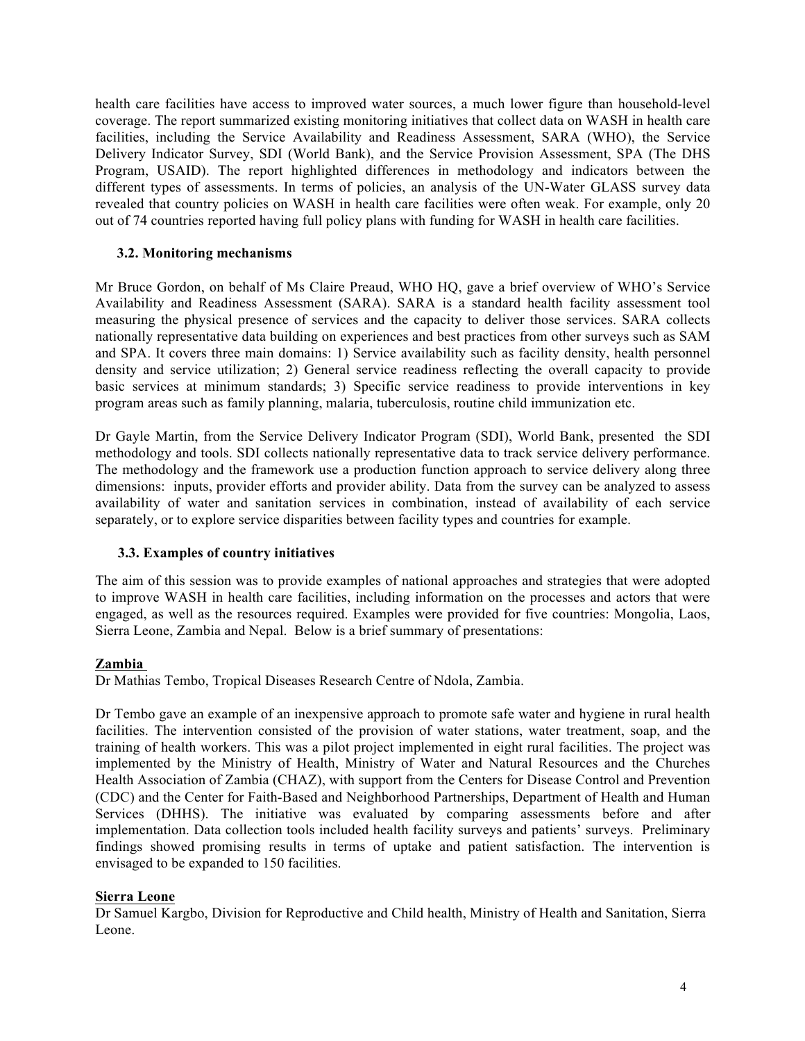health care facilities have access to improved water sources, a much lower figure than household-level coverage. The report summarized existing monitoring initiatives that collect data on WASH in health care facilities, including the Service Availability and Readiness Assessment, SARA (WHO), the Service Delivery Indicator Survey, SDI (World Bank), and the Service Provision Assessment, SPA (The DHS Program, USAID). The report highlighted differences in methodology and indicators between the different types of assessments. In terms of policies, an analysis of the UN-Water GLASS survey data revealed that country policies on WASH in health care facilities were often weak. For example, only 20 out of 74 countries reported having full policy plans with funding for WASH in health care facilities.

### 3.2. Monitoring mechanisms

Mr Bruce Gordon, on behalf of Ms Claire Preaud, WHO HQ, gave a brief overview of WHO's Service Availability and Readiness Assessment (SARA). SARA is a standard health facility assessment tool measuring the physical presence of services and the capacity to deliver those services. SARA collects nationally representative data building on experiences and best practices from other surveys such as SAM and SPA. It covers three main domains: 1) Service availability such as facility density, health personnel density and service utilization; 2) General service readiness reflecting the overall capacity to provide basic services at minimum standards; 3) Specific service readiness to provide interventions in key program areas such as family planning, malaria, tuberculosis, routine child immunization etc.

Dr Gayle Martin, from the Service Delivery Indicator Program (SDI), World Bank, presented the SDI methodology and tools. SDI collects nationally representative data to track service delivery performance. The methodology and the framework use a production function approach to service delivery along three dimensions: inputs, provider efforts and provider ability. Data from the survey can be analyzed to assess availability of water and sanitation services in combination, instead of availability of each service separately, or to explore service disparities between facility types and countries for example.

### 3.3. Examples of country initiatives

The aim of this session was to provide examples of national approaches and strategies that were adopted to improve WASH in health care facilities, including information on the processes and actors that were engaged, as well as the resources required. Examples were provided for five countries: Mongolia, Laos, Sierra Leone, Zambia and Nepal. Below is a brief summary of presentations:

**Zambia**

Dr Mathias Tembo, Tropical Diseases Research Centre of Ndola, Zambia.

Dr Tembo gave an example of an inexpensive approach to promote safe water and hygiene in rural health facilities. The intervention consisted of the provision of water stations, water treatment, soap, and the training of health workers. This was a pilot project implemented in eight rural facilities. The project was implemented by the Ministry of Health, Ministry of Water and Natural Resources and the Churches Health Association of Zambia (CHAZ), with support from the Centers for Disease Control and Prevention (CDC) and the Center for Faith-Based and Neighborhood Partnerships, Department of Health and Human Services (DHHS). The initiative was evaluated by comparing assessments before and after implementation. Data collection tools included health facility surveys and patients' surveys. Preliminary findings showed promising results in terms of uptake and patient satisfaction. The intervention is envisaged to be expanded to 150 facilities.

**Sierra Leone**

Dr Samuel Kargbo, Division for Reproductive and Child health, Ministry of Health and Sanitation, Sierra Leone.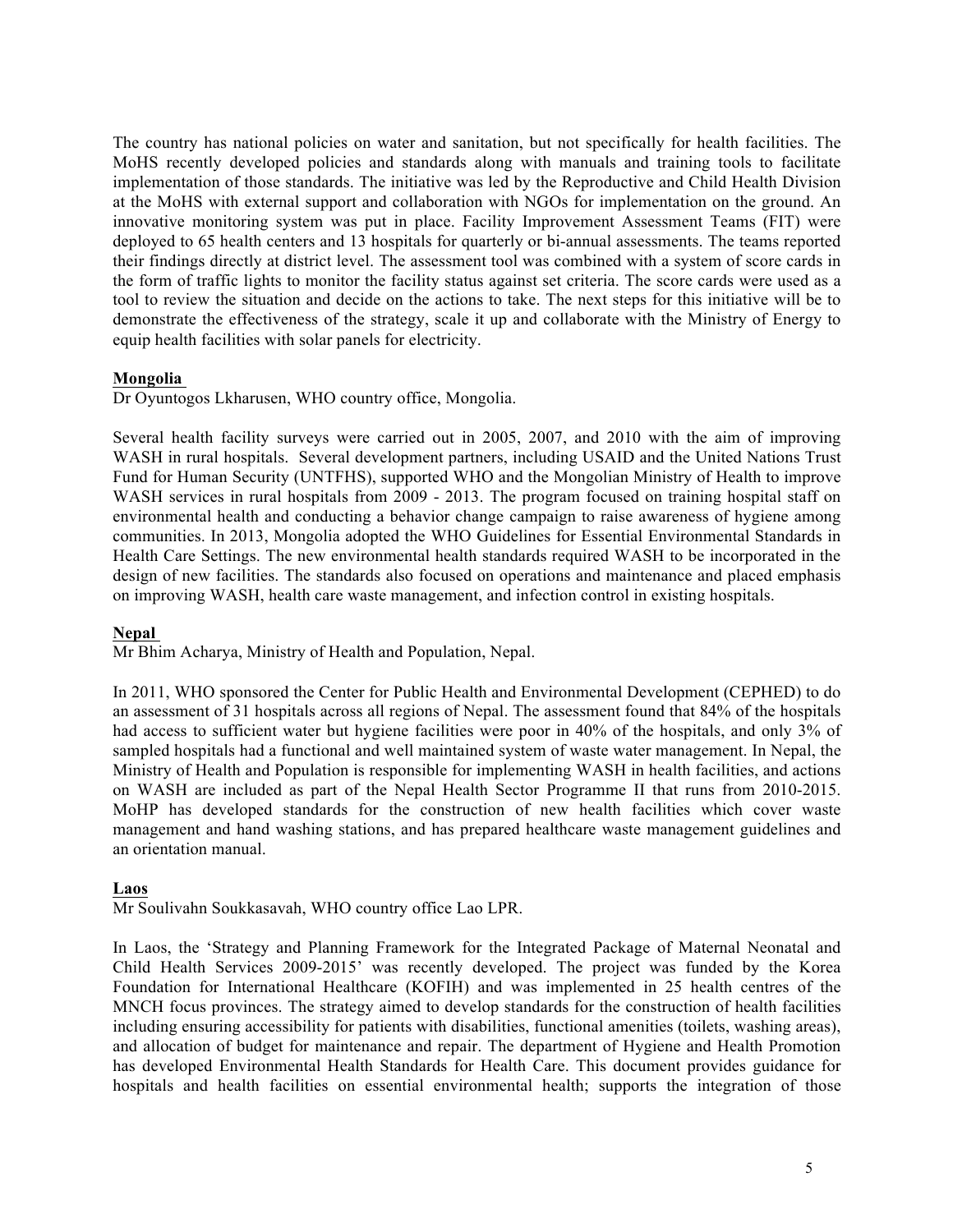The country has national policies on water and sanitation, but not specifically for health facilities. The MoHS recently developed policies and standards along with manuals and training tools to facilitate implementation of those standards. The initiative was led by the Reproductive and Child Health Division at the MoHS with external support and collaboration with NGOs for implementation on the ground. An innovative monitoring system was put in place. Facility Improvement Assessment Teams (FIT) were deployed to 65 health centers and 13 hospitals for quarterly or bi-annual assessments. The teams reported their findings directly at district level. The assessment tool was combined with a system of score cards in the form of traffic lights to monitor the facility status against set criteria. The score cards were used as a tool to review the situation and decide on the actions to take. The next steps for this initiative will be to demonstrate the effectiveness of the strategy, scale it up and collaborate with the Ministry of Energy to equip health facilities with solar panels for electricity.

**Mongolia**

Dr Oyuntogos Lkharusen, WHO country office, Mongolia.

Several health facility surveys were carried out in 2005, 2007, and 2010 with the aim of improving WASH in rural hospitals. Several development partners, including USAID and the United Nations Trust Fund for Human Security (UNTFHS), supported WHO and the Mongolian Ministry of Health to improve WASH services in rural hospitals from 2009 - 2013. The program focused on training hospital staff on environmental health and conducting a behavior change campaign to raise awareness of hygiene among communities. In 2013, Mongolia adopted the WHO Guidelines for Essential Environmental Standards in Health Care Settings. The new environmental health standards required WASH to be incorporated in the design of new facilities. The standards also focused on operations and maintenance and placed emphasis on improving WASH, health care waste management, and infection control in existing hospitals.

**Nepal**

Mr Bhim Acharya, Ministry of Health and Population, Nepal.

In 2011, WHO sponsored the Center for Public Health and Environmental Development (CEPHED) to do an assessment of 31 hospitals across all regions of Nepal. The assessment found that 84% of the hospitals had access to sufficient water but hygiene facilities were poor in 40% of the hospitals, and only 3% of sampled hospitals had a functional and well maintained system of waste water management. In Nepal, the Ministry of Health and Population is responsible for implementing WASH in health facilities, and actions on WASH are included as part of the Nepal Health Sector Programme II that runs from 2010-2015. MoHP has developed standards for the construction of new health facilities which cover waste management and hand washing stations, and has prepared healthcare waste management guidelines and an orientation manual.

**Laos**

Mr Soulivahn Soukkasavah, WHO country office Lao LPR.

In Laos, the 'Strategy and Planning Framework for the Integrated Package of Maternal Neonatal and Child Health Services 2009-2015' was recently developed. The project was funded by the Korea Foundation for International Healthcare (KOFIH) and was implemented in 25 health centres of the MNCH focus provinces. The strategy aimed to develop standards for the construction of health facilities including ensuring accessibility for patients with disabilities, functional amenities (toilets, washing areas), and allocation of budget for maintenance and repair. The department of Hygiene and Health Promotion has developed Environmental Health Standards for Health Care. This document provides guidance for hospitals and health facilities on essential environmental health; supports the integration of those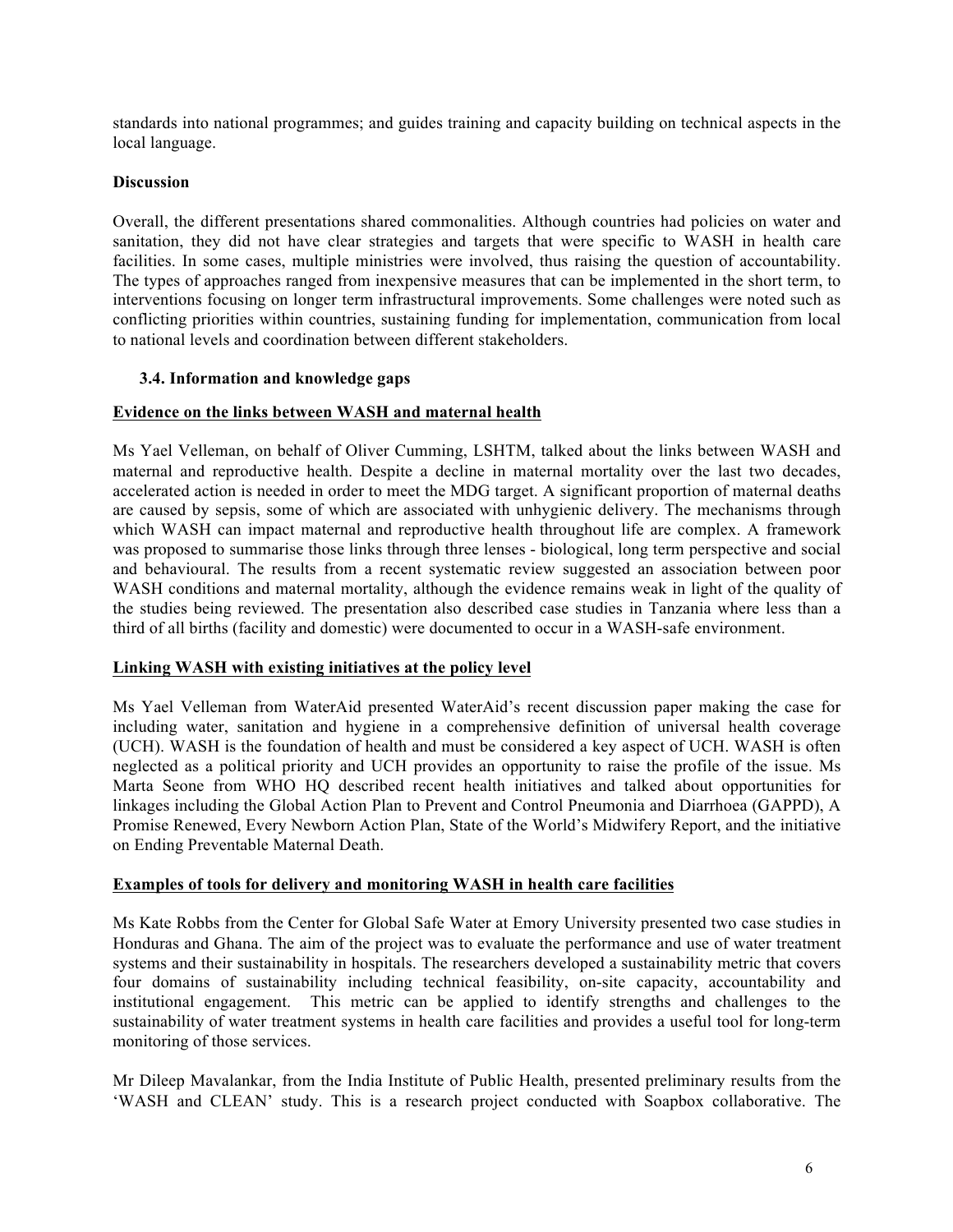standards into national programmes; and guides training and capacity building on technical aspects in the local language.

**Discussion**

Overall, the different presentations shared commonalities. Although countries had policies on water and sanitation, they did not have clear strategies and targets that were specific to WASH in health care facilities. In some cases, multiple ministries were involved, thus raising the question of accountability. The types of approaches ranged from inexpensive measures that can be implemented in the short term, to interventions focusing on longer term infrastructural improvements. Some challenges were noted such as conflicting priorities within countries, sustaining funding for implementation, communication from local to national levels and coordination between different stakeholders.

### 3.4. Information and knowledge gaps

**Evidence on the links between WASH and maternal health**

Ms Yael Velleman, on behalf of Oliver Cumming, LSHTM, talked about the links between WASH and maternal and reproductive health. Despite a decline in maternal mortality over the last two decades, accelerated action is needed in order to meet the MDG target. A significant proportion of maternal deaths are caused by sepsis, some of which are associated with unhygienic delivery. The mechanisms through which WASH can impact maternal and reproductive health throughout life are complex. A framework was proposed to summarise those links through three lenses - biological, long term perspective and social and behavioural. The results from a recent systematic review suggested an association between poor WASH conditions and maternal mortality, although the evidence remains weak in light of the quality of the studies being reviewed. The presentation also described case studies in Tanzania where less than a third of all births (facility and domestic) were documented to occur in a WASH-safe environment.

**Linking WASH with existing initiatives at the policy level**

Ms Yael Velleman from WaterAid presented WaterAid's recent discussion paper making the case for including water, sanitation and hygiene in a comprehensive definition of universal health coverage (UCH). WASH is the foundation of health and must be considered a key aspect of UCH. WASH is often neglected as a political priority and UCH provides an opportunity to raise the profile of the issue. Ms Marta Seone from WHO HQ described recent health initiatives and talked about opportunities for linkages including the Global Action Plan to Prevent and Control Pneumonia and Diarrhoea (GAPPD), A Promise Renewed, Every Newborn Action Plan, State of the World's Midwifery Report, and the initiative on Ending Preventable Maternal Death.

**Examples of tools for delivery and monitoring WASH in health care facilities**

Ms Kate Robbs from the Center for Global Safe Water at Emory University presented two case studies in Honduras and Ghana. The aim of the project was to evaluate the performance and use of water treatment systems and their sustainability in hospitals. The researchers developed a sustainability metric that covers four domains of sustainability including technical feasibility, on-site capacity, accountability and institutional engagement. This metric can be applied to identify strengths and challenges to the sustainability of water treatment systems in health care facilities and provides a useful tool for long-term monitoring of those services.

Mr Dileep Mavalankar, from the India Institute of Public Health, presented preliminary results from the 'WASH and CLEAN' study. This is a research project conducted with Soapbox collaborative. The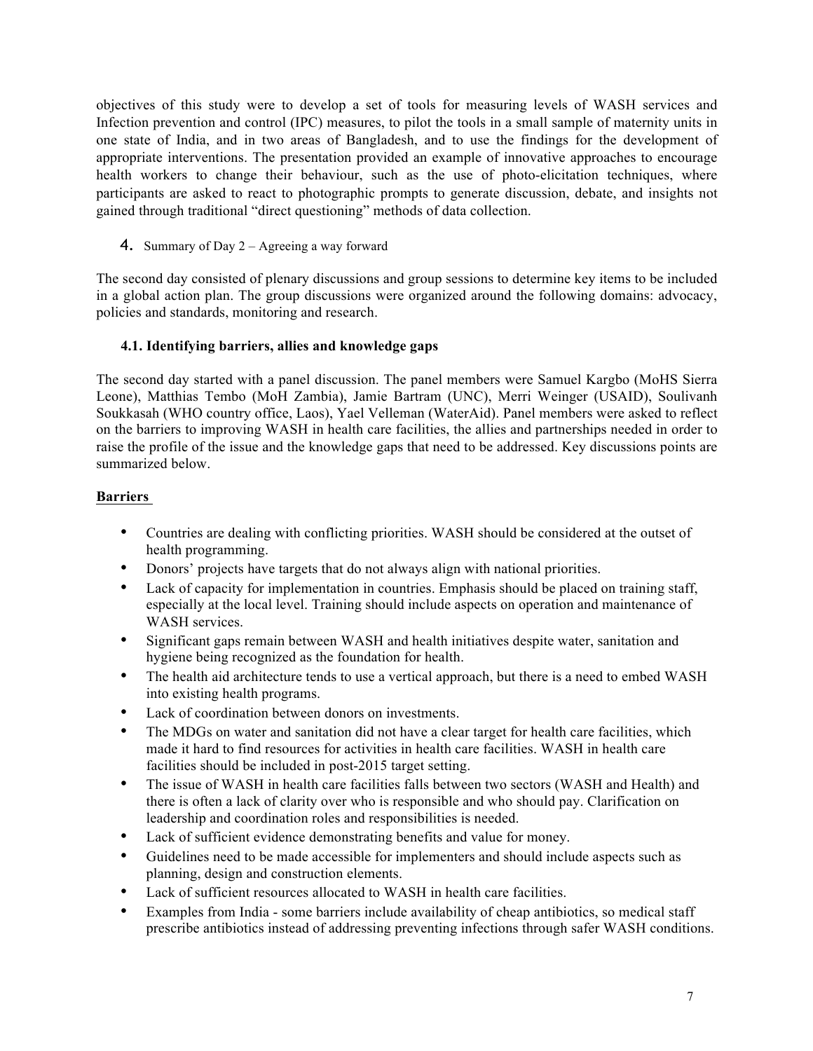objectives of this study were to develop a set of tools for measuring levels of WASH services and Infection prevention and control (IPC) measures, to pilot the tools in a small sample of maternity units in one state of India, and in two areas of Bangladesh, and to use the findings for the development of appropriate interventions. The presentation provided an example of innovative approaches to encourage health workers to change their behaviour, such as the use of photo-elicitation techniques, where participants are asked to react to photographic prompts to generate discussion, debate, and insights not gained through traditional "direct questioning" methods of data collection.

## 4. Summary of Day 2 – Agreeing a way forward

The second day consisted of plenary discussions and group sessions to determine key items to be included in a global action plan. The group discussions were organized around the following domains: advocacy, policies and standards, monitoring and research.

### 4.1. Identifying barriers, allies and knowledge gaps

The second day started with a panel discussion. The panel members were Samuel Kargbo (MoHS Sierra Leone), Matthias Tembo (MoH Zambia), Jamie Bartram (UNC), Merri Weinger (USAID), Soulivanh Soukkasah (WHO country office, Laos), Yael Velleman (WaterAid). Panel members were asked to reflect on the barriers to improving WASH in health care facilities, the allies and partnerships needed in order to raise the profile of the issue and the knowledge gaps that need to be addressed. Key discussions points are summarized below.

**Barriers**

- Countries are dealing with conflicting priorities. WASH should be considered at the outset of health programming.
- Donors' projects have targets that do not always align with national priorities.
- Lack of capacity for implementation in countries. Emphasis should be placed on training staff, especially at the local level. Training should include aspects on operation and maintenance of WASH services.
- Significant gaps remain between WASH and health initiatives despite water, sanitation and hygiene being recognized as the foundation for health.
- The health aid architecture tends to use a vertical approach, but there is a need to embed WASH into existing health programs.
- Lack of coordination between donors on investments.
- The MDGs on water and sanitation did not have a clear target for health care facilities, which made it hard to find resources for activities in health care facilities. WASH in health care facilities should be included in post-2015 target setting.
- The issue of WASH in health care facilities falls between two sectors (WASH and Health) and there is often a lack of clarity over who is responsible and who should pay. Clarification on leadership and coordination roles and responsibilities is needed.
- Lack of sufficient evidence demonstrating benefits and value for money.
- Guidelines need to be made accessible for implementers and should include aspects such as planning, design and construction elements.
- Lack of sufficient resources allocated to WASH in health care facilities.
- Examples from India - some barriers include availability of cheap antibiotics, so medical staff prescribe antibiotics instead of addressing preventing infections through safer WASH conditions.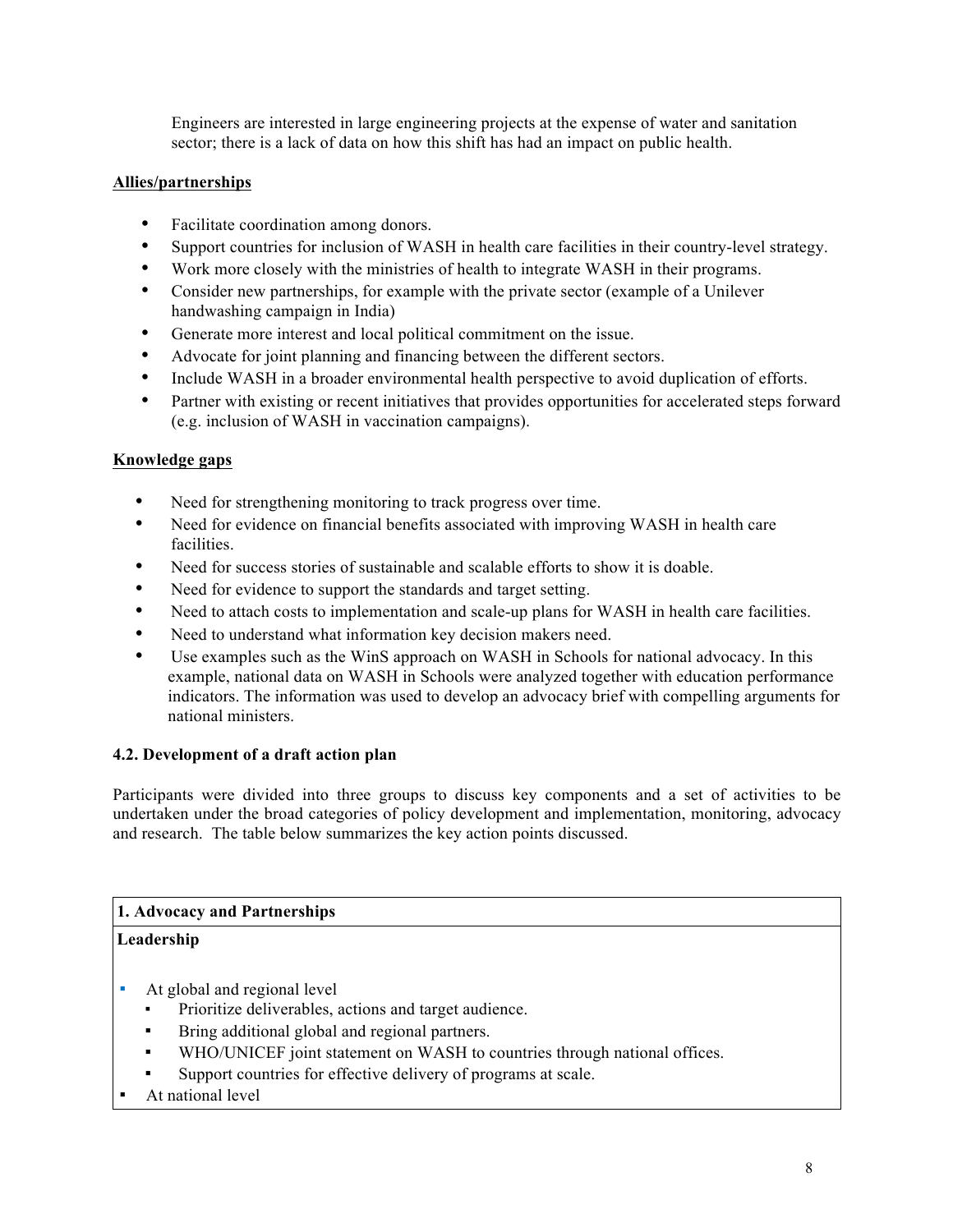Engineers are interested in large engineering projects at the expense of water and sanitation sector; there is a lack of data on how this shift has had an impact on public health.

**Allies/partnerships**

- Facilitate coordination among donors.
- Support countries for inclusion of WASH in health care facilities in their country-level strategy.
- Work more closely with the ministries of health to integrate WASH in their programs.
- Consider new partnerships, for example with the private sector (example of a Unilever handwashing campaign in India)
- Generate more interest and local political commitment on the issue.
- Advocate for joint planning and financing between the different sectors.
- Include WASH in a broader environmental health perspective to avoid duplication of efforts.
- Partner with existing or recent initiatives that provides opportunities for accelerated steps forward (e.g. inclusion of WASH in vaccination campaigns).

**Knowledge gaps**

- Need for strengthening monitoring to track progress over time.
- Need for evidence on financial benefits associated with improving WASH in health care facilities.
- Need for success stories of sustainable and scalable efforts to show it is doable.
- Need for evidence to support the standards and target setting.
- Need to attach costs to implementation and scale-up plans for WASH in health care facilities.
- Need to understand what information key decision makers need.
- Use examples such as the WinS approach on WASH in Schools for national advocacy. In this example, national data on WASH in Schools were analyzed together with education performance indicators. The information was used to develop an advocacy brief with compelling arguments for national ministers.

**4.2. Development of a draft action plan**

Participants were divided into three groups to discuss key components and a set of activities to be undertaken under the broad categories of policy development and implementation, monitoring, advocacy and research. The table below summarizes the key action points discussed.

| **1. Advocacy and Partnerships** |
|---|
| **Leadership**<br><br>- At global and regional level<br>  - Prioritize deliverables, actions and target audience.<br>  - Bring additional global and regional partners.<br>  - WHO/UNICEF joint statement on WASH to countries through national offices.<br>  - Support countries for effective delivery of programs at scale.<br>- At national level |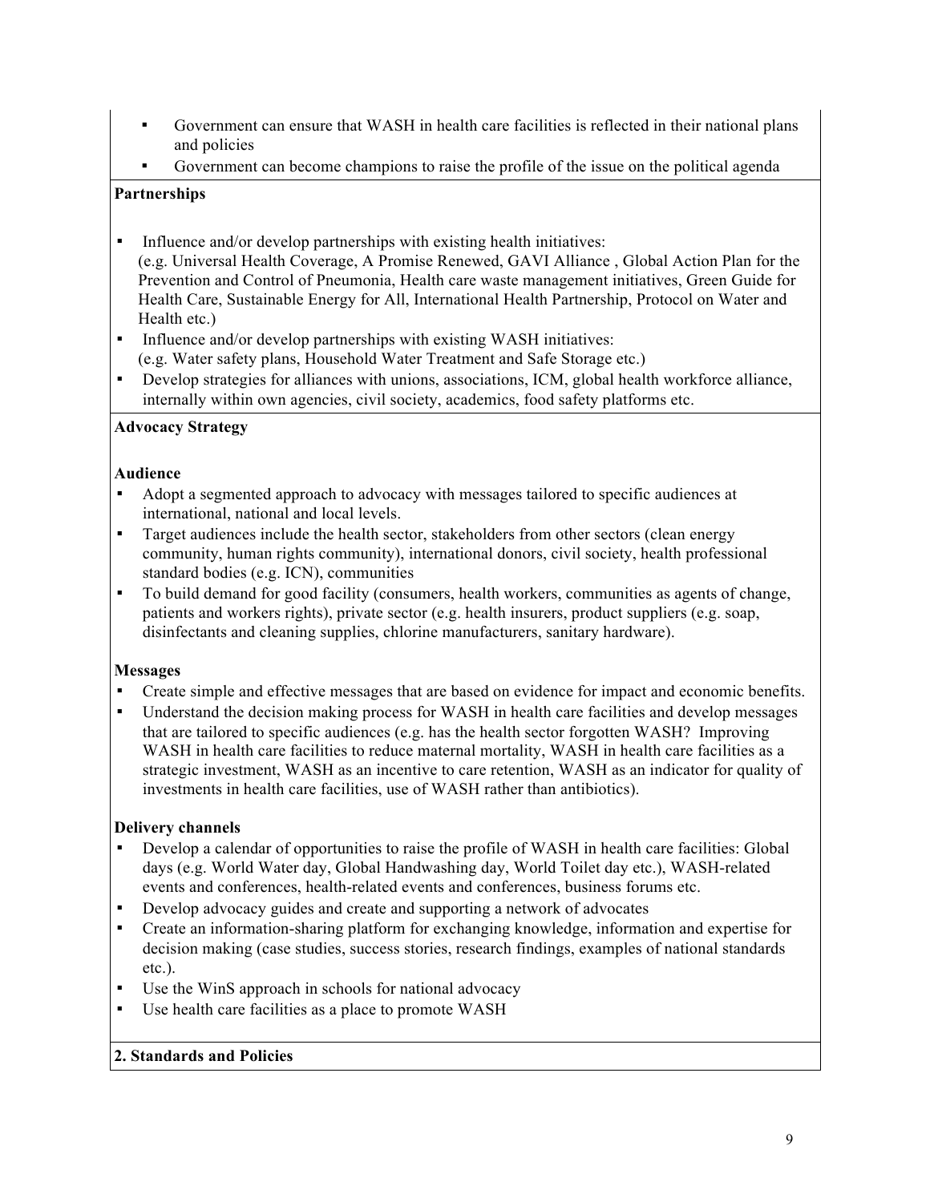- Government can ensure that WASH in health care facilities is reflected in their national plans and policies
- Government can become champions to raise the profile of the issue on the political agenda

**Partnerships**

- Influence and/or develop partnerships with existing health initiatives: (e.g. Universal Health Coverage, A Promise Renewed, GAVI Alliance , Global Action Plan for the Prevention and Control of Pneumonia, Health care waste management initiatives, Green Guide for Health Care, Sustainable Energy for All, International Health Partnership, Protocol on Water and Health etc.)
- Influence and/or develop partnerships with existing WASH initiatives: (e.g. Water safety plans, Household Water Treatment and Safe Storage etc.)
- Develop strategies for alliances with unions, associations, ICM, global health workforce alliance, internally within own agencies, civil society, academics, food safety platforms etc.

**Advocacy Strategy**

**Audience**

- Adopt a segmented approach to advocacy with messages tailored to specific audiences at international, national and local levels.
- Target audiences include the health sector, stakeholders from other sectors (clean energy community, human rights community), international donors, civil society, health professional standard bodies (e.g. ICN), communities
- To build demand for good facility (consumers, health workers, communities as agents of change, patients and workers rights), private sector (e.g. health insurers, product suppliers (e.g. soap, disinfectants and cleaning supplies, chlorine manufacturers, sanitary hardware).

**Messages**

- Create simple and effective messages that are based on evidence for impact and economic benefits.
- Understand the decision making process for WASH in health care facilities and develop messages that are tailored to specific audiences (e.g. has the health sector forgotten WASH? Improving WASH in health care facilities to reduce maternal mortality, WASH in health care facilities as a strategic investment, WASH as an incentive to care retention, WASH as an indicator for quality of investments in health care facilities, use of WASH rather than antibiotics).

**Delivery channels**

- Develop a calendar of opportunities to raise the profile of WASH in health care facilities: Global days (e.g. World Water day, Global Handwashing day, World Toilet day etc.), WASH-related events and conferences, health-related events and conferences, business forums etc.
- Develop advocacy guides and create and supporting a network of advocates
- Create an information-sharing platform for exchanging knowledge, information and expertise for decision making (case studies, success stories, research findings, examples of national standards etc.).
- Use the WinS approach in schools for national advocacy
- Use health care facilities as a place to promote WASH

**2. Standards and Policies**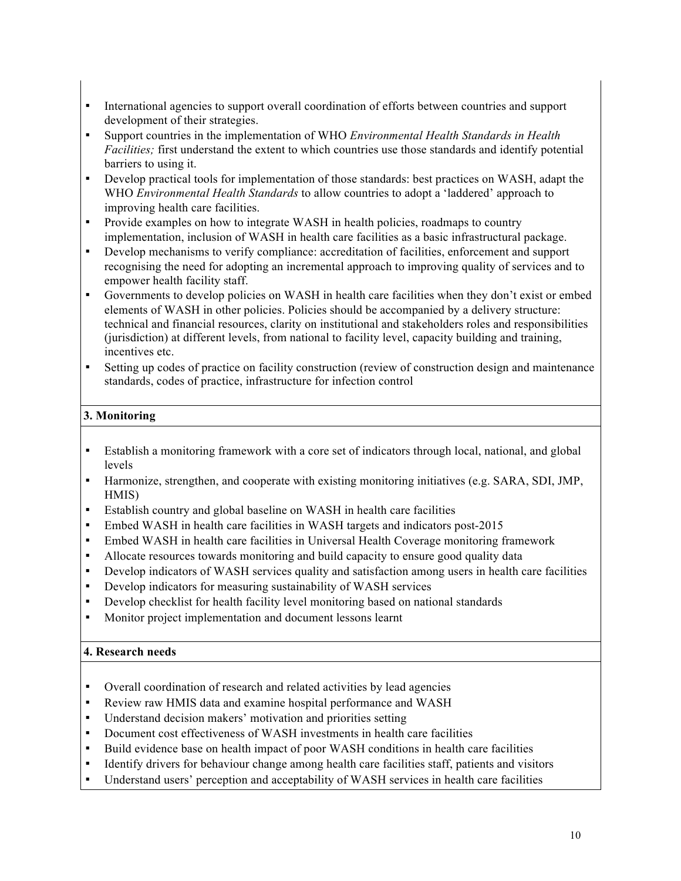- International agencies to support overall coordination of efforts between countries and support development of their strategies.
- Support countries in the implementation of WHO *Environmental Health Standards in Health Facilities;* first understand the extent to which countries use those standards and identify potential barriers to using it.
- Develop practical tools for implementation of those standards: best practices on WASH, adapt the WHO *Environmental Health Standards* to allow countries to adopt a 'laddered' approach to improving health care facilities.
- Provide examples on how to integrate WASH in health policies, roadmaps to country implementation, inclusion of WASH in health care facilities as a basic infrastructural package.
- Develop mechanisms to verify compliance: accreditation of facilities, enforcement and support recognising the need for adopting an incremental approach to improving quality of services and to empower health facility staff.
- Governments to develop policies on WASH in health care facilities when they don't exist or embed elements of WASH in other policies. Policies should be accompanied by a delivery structure: technical and financial resources, clarity on institutional and stakeholders roles and responsibilities (jurisdiction) at different levels, from national to facility level, capacity building and training, incentives etc.
- Setting up codes of practice on facility construction (review of construction design and maintenance standards, codes of practice, infrastructure for infection control

**3. Monitoring**

- Establish a monitoring framework with a core set of indicators through local, national, and global levels
- Harmonize, strengthen, and cooperate with existing monitoring initiatives (e.g. SARA, SDI, JMP, HMIS)
- Establish country and global baseline on WASH in health care facilities
- Embed WASH in health care facilities in WASH targets and indicators post-2015
- Embed WASH in health care facilities in Universal Health Coverage monitoring framework
- Allocate resources towards monitoring and build capacity to ensure good quality data
- Develop indicators of WASH services quality and satisfaction among users in health care facilities
- Develop indicators for measuring sustainability of WASH services
- Develop checklist for health facility level monitoring based on national standards
- Monitor project implementation and document lessons learnt

**4. Research needs**

- Overall coordination of research and related activities by lead agencies
- Review raw HMIS data and examine hospital performance and WASH
- Understand decision makers' motivation and priorities setting
- Document cost effectiveness of WASH investments in health care facilities
- Build evidence base on health impact of poor WASH conditions in health care facilities
- Identify drivers for behaviour change among health care facilities staff, patients and visitors
- Understand users' perception and acceptability of WASH services in health care facilities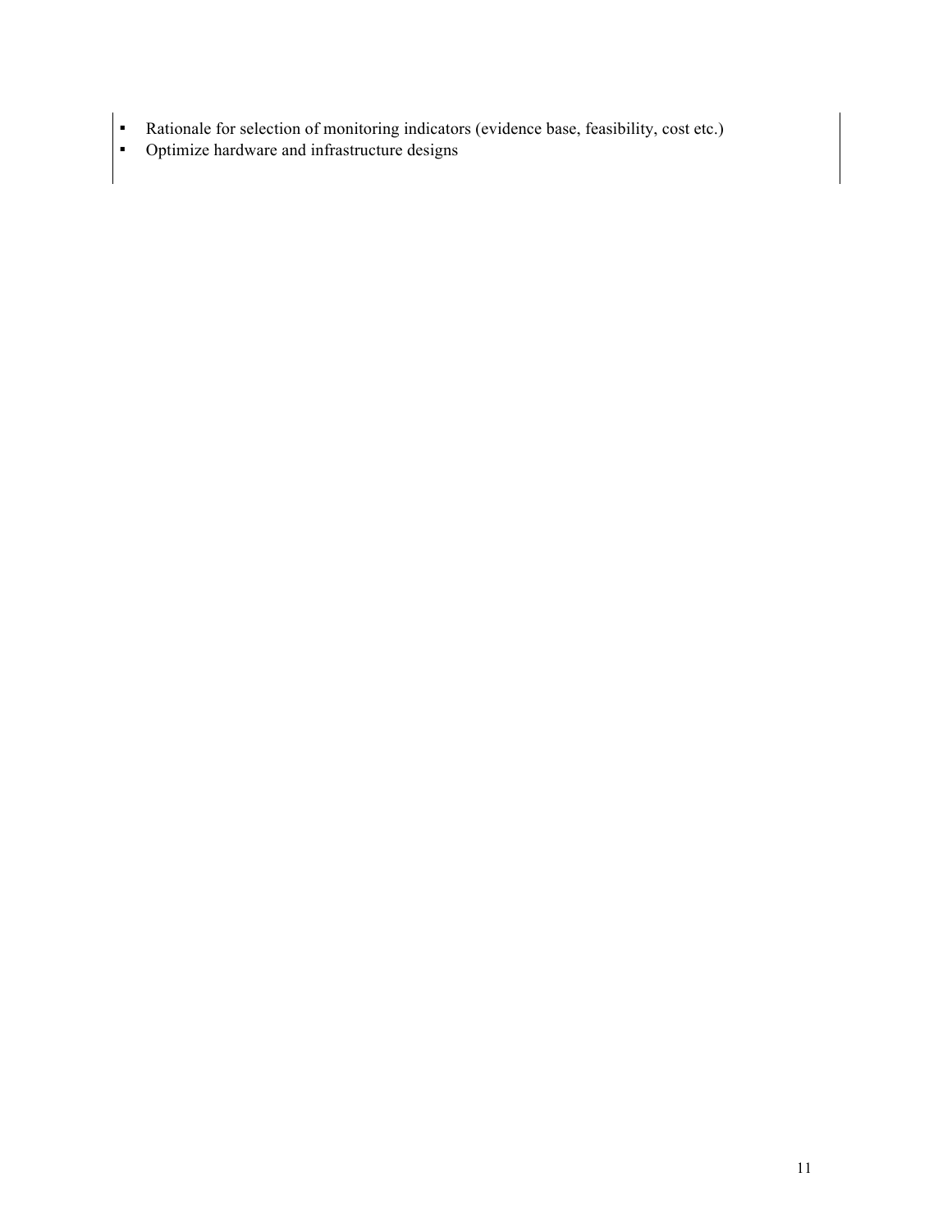- Rationale for selection of monitoring indicators (evidence base, feasibility, cost etc.)
- Optimize hardware and infrastructure designs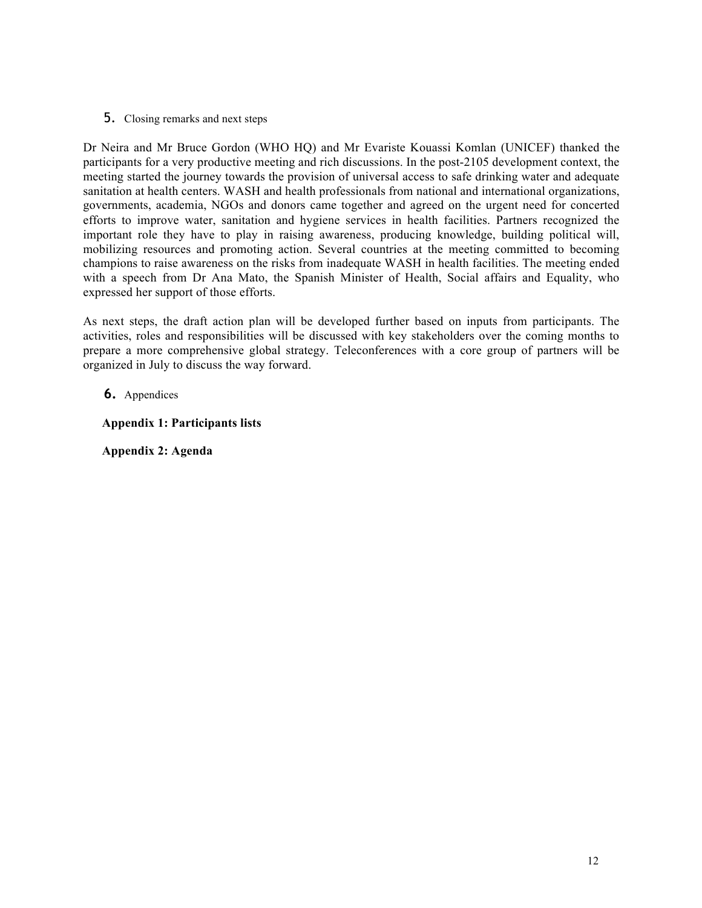## 5. Closing remarks and next steps

Dr Neira and Mr Bruce Gordon (WHO HQ) and Mr Evariste Kouassi Komlan (UNICEF) thanked the participants for a very productive meeting and rich discussions. In the post-2105 development context, the meeting started the journey towards the provision of universal access to safe drinking water and adequate sanitation at health centers. WASH and health professionals from national and international organizations, governments, academia, NGOs and donors came together and agreed on the urgent need for concerted efforts to improve water, sanitation and hygiene services in health facilities. Partners recognized the important role they have to play in raising awareness, producing knowledge, building political will, mobilizing resources and promoting action. Several countries at the meeting committed to becoming champions to raise awareness on the risks from inadequate WASH in health facilities. The meeting ended with a speech from Dr Ana Mato, the Spanish Minister of Health, Social affairs and Equality, who expressed her support of those efforts.

As next steps, the draft action plan will be developed further based on inputs from participants. The activities, roles and responsibilities will be discussed with key stakeholders over the coming months to prepare a more comprehensive global strategy. Teleconferences with a core group of partners will be organized in July to discuss the way forward.

## 6. Appendices

**Appendix 1: Participants lists**

**Appendix 2: Agenda**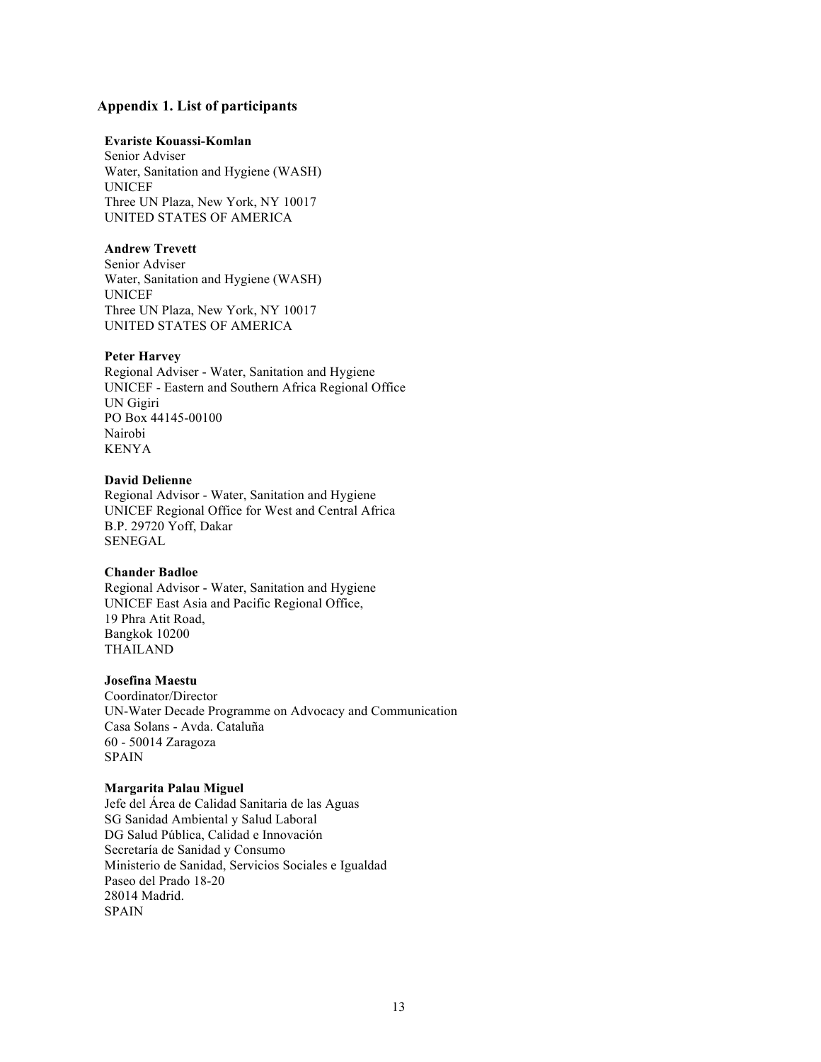## Appendix 1. List of participants

**Evariste Kouassi-Komlan**
Senior Adviser
Water, Sanitation and Hygiene (WASH)
UNICEF
Three UN Plaza, New York, NY 10017
UNITED STATES OF AMERICA

**Andrew Trevett**
Senior Adviser
Water, Sanitation and Hygiene (WASH)
UNICEF
Three UN Plaza, New York, NY 10017
UNITED STATES OF AMERICA

**Peter Harvey**
Regional Adviser - Water, Sanitation and Hygiene
UNICEF - Eastern and Southern Africa Regional Office
UN Gigiri
PO Box 44145-00100
Nairobi
KENYA

**David Delienne**
Regional Advisor - Water, Sanitation and Hygiene
UNICEF Regional Office for West and Central Africa
B.P. 29720 Yoff, Dakar
SENEGAL

**Chander Badloe**
Regional Advisor - Water, Sanitation and Hygiene
UNICEF East Asia and Pacific Regional Office,
19 Phra Atit Road,
Bangkok 10200
THAILAND

**Josefina Maestu**
Coordinator/Director
UN-Water Decade Programme on Advocacy and Communication
Casa Solans - Avda. Cataluña
60 - 50014 Zaragoza
SPAIN

**Margarita Palau Miguel**
Jefe del Área de Calidad Sanitaria de las Aguas
SG Sanidad Ambiental y Salud Laboral
DG Salud Pública, Calidad e Innovación
Secretaría de Sanidad y Consumo
Ministerio de Sanidad, Servicios Sociales e Igualdad
Paseo del Prado 18-20
28014 Madrid.
SPAIN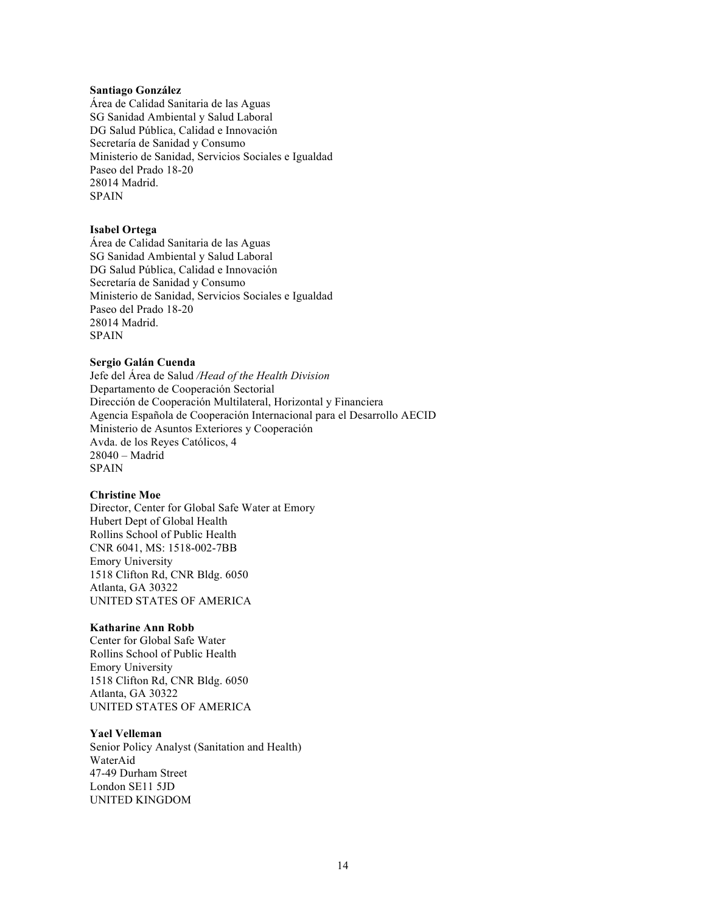**Santiago González**
Área de Calidad Sanitaria de las Aguas
SG Sanidad Ambiental y Salud Laboral
DG Salud Pública, Calidad e Innovación
Secretaría de Sanidad y Consumo
Ministerio de Sanidad, Servicios Sociales e Igualdad
Paseo del Prado 18-20
28014 Madrid.
SPAIN

**Isabel Ortega**
Área de Calidad Sanitaria de las Aguas
SG Sanidad Ambiental y Salud Laboral
DG Salud Pública, Calidad e Innovación
Secretaría de Sanidad y Consumo
Ministerio de Sanidad, Servicios Sociales e Igualdad
Paseo del Prado 18-20
28014 Madrid.
SPAIN

**Sergio Galán Cuenda**
Jefe del Área de Salud */Head of the Health Division*
Departamento de Cooperación Sectorial
Dirección de Cooperación Multilateral, Horizontal y Financiera
Agencia Española de Cooperación Internacional para el Desarrollo AECID
Ministerio de Asuntos Exteriores y Cooperación
Avda. de los Reyes Católicos, 4
28040 – Madrid
SPAIN

**Christine Moe**
Director, Center for Global Safe Water at Emory
Hubert Dept of Global Health
Rollins School of Public Health
CNR 6041, MS: 1518-002-7BB
Emory University
1518 Clifton Rd, CNR Bldg. 6050
Atlanta, GA 30322
UNITED STATES OF AMERICA

**Katharine Ann Robb**
Center for Global Safe Water
Rollins School of Public Health
Emory University
1518 Clifton Rd, CNR Bldg. 6050
Atlanta, GA 30322
UNITED STATES OF AMERICA

**Yael Velleman**
Senior Policy Analyst (Sanitation and Health)
WaterAid
47-49 Durham Street
London SE11 5JD
UNITED KINGDOM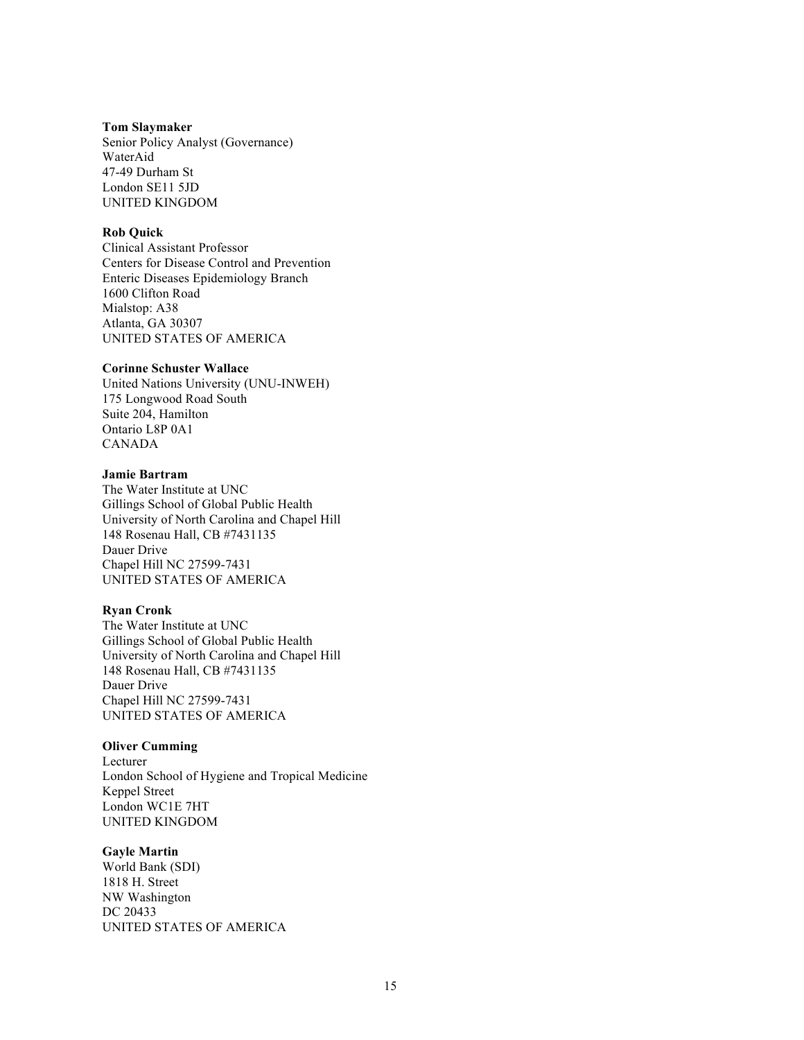**Tom Slaymaker**
Senior Policy Analyst (Governance)
WaterAid
47-49 Durham St
London SE11 5JD
UNITED KINGDOM

**Rob Quick**
Clinical Assistant Professor
Centers for Disease Control and Prevention
Enteric Diseases Epidemiology Branch
1600 Clifton Road
Mialstop: A38
Atlanta, GA 30307
UNITED STATES OF AMERICA

**Corinne Schuster Wallace**
United Nations University (UNU-INWEH)
175 Longwood Road South
Suite 204, Hamilton
Ontario L8P 0A1
CANADA

**Jamie Bartram**
The Water Institute at UNC
Gillings School of Global Public Health
University of North Carolina and Chapel Hill
148 Rosenau Hall, CB #7431135
Dauer Drive
Chapel Hill NC 27599-7431
UNITED STATES OF AMERICA

**Ryan Cronk**
The Water Institute at UNC
Gillings School of Global Public Health
University of North Carolina and Chapel Hill
148 Rosenau Hall, CB #7431135
Dauer Drive
Chapel Hill NC 27599-7431
UNITED STATES OF AMERICA

**Oliver Cumming**
Lecturer
London School of Hygiene and Tropical Medicine
Keppel Street
London WC1E 7HT
UNITED KINGDOM

**Gayle Martin**
World Bank (SDI)
1818 H. Street
NW Washington
DC 20433
UNITED STATES OF AMERICA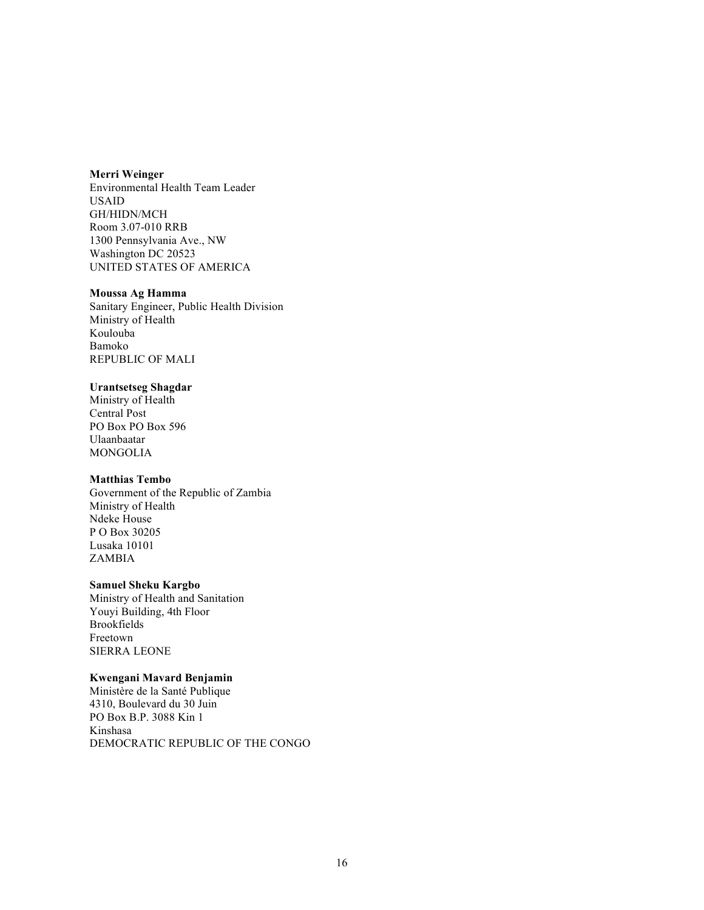**Merri Weinger**
Environmental Health Team Leader
USAID
GH/HIDN/MCH
Room 3.07-010 RRB
1300 Pennsylvania Ave., NW
Washington DC 20523
UNITED STATES OF AMERICA

**Moussa Ag Hamma**
Sanitary Engineer, Public Health Division
Ministry of Health
Koulouba
Bamoko
REPUBLIC OF MALI

**Urantsetseg Shagdar**
Ministry of Health
Central Post
PO Box PO Box 596
Ulaanbaatar
MONGOLIA

**Matthias Tembo**
Government of the Republic of Zambia
Ministry of Health
Ndeke House
P O Box 30205
Lusaka 10101
ZAMBIA

**Samuel Sheku Kargbo**
Ministry of Health and Sanitation
Youyi Building, 4th Floor
Brookfields
Freetown
SIERRA LEONE

**Kwengani Mavard Benjamin**
Ministère de la Santé Publique
4310, Boulevard du 30 Juin
PO Box B.P. 3088 Kin 1
Kinshasa
DEMOCRATIC REPUBLIC OF THE CONGO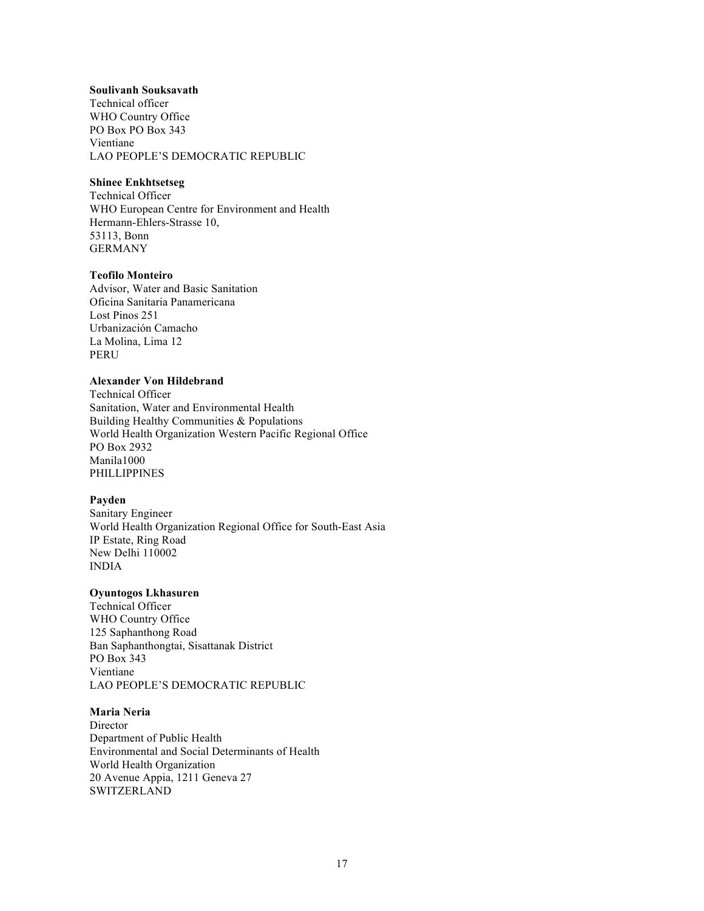**Soulivanh Souksavath**
Technical officer
WHO Country Office
PO Box PO Box 343
Vientiane
LAO PEOPLE'S DEMOCRATIC REPUBLIC

**Shinee Enkhtsetseg**
Technical Officer
WHO European Centre for Environment and Health
Hermann-Ehlers-Strasse 10,
53113, Bonn
GERMANY

**Teofilo Monteiro**
Advisor, Water and Basic Sanitation
Oficina Sanitaria Panamericana
Lost Pinos 251
Urbanización Camacho
La Molina, Lima 12
PERU

**Alexander Von Hildebrand**
Technical Officer
Sanitation, Water and Environmental Health
Building Healthy Communities & Populations
World Health Organization Western Pacific Regional Office
PO Box 2932
Manila1000
PHILLIPPINES

**Payden**
Sanitary Engineer
World Health Organization Regional Office for South-East Asia
IP Estate, Ring Road
New Delhi 110002
INDIA

**Oyuntogos Lkhasuren**
Technical Officer
WHO Country Office
125 Saphanthong Road
Ban Saphanthongtai, Sisattanak District
PO Box 343
Vientiane
LAO PEOPLE'S DEMOCRATIC REPUBLIC

**Maria Neria**
Director
Department of Public Health
Environmental and Social Determinants of Health
World Health Organization
20 Avenue Appia, 1211 Geneva 27
SWITZERLAND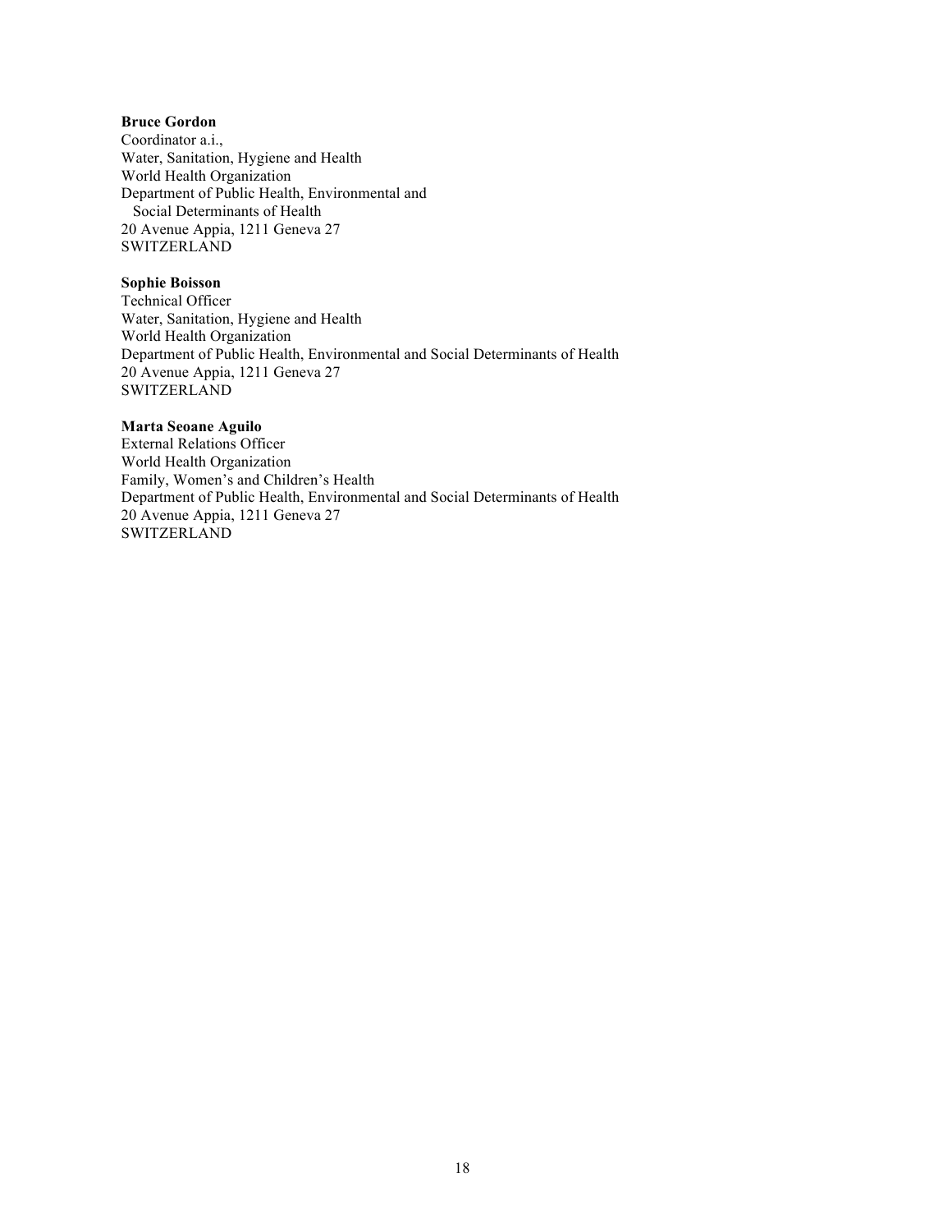**Bruce Gordon**
Coordinator a.i.,
Water, Sanitation, Hygiene and Health
World Health Organization
Department of Public Health, Environmental and
Social Determinants of Health
20 Avenue Appia, 1211 Geneva 27
SWITZERLAND

**Sophie Boisson**
Technical Officer
Water, Sanitation, Hygiene and Health
World Health Organization
Department of Public Health, Environmental and Social Determinants of Health
20 Avenue Appia, 1211 Geneva 27
SWITZERLAND

**Marta Seoane Aguilo**
External Relations Officer
World Health Organization
Family, Women's and Children's Health
Department of Public Health, Environmental and Social Determinants of Health
20 Avenue Appia, 1211 Geneva 27
SWITZERLAND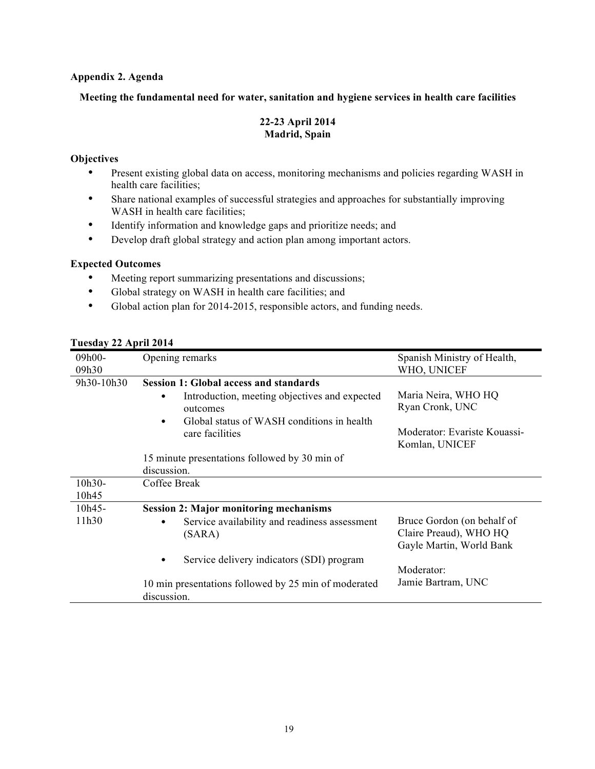**Appendix 2. Agenda**

**Meeting the fundamental need for water, sanitation and hygiene services in health care facilities**

**22-23 April 2014**
**Madrid, Spain**

**Objectives**

- Present existing global data on access, monitoring mechanisms and policies regarding WASH in health care facilities;
- Share national examples of successful strategies and approaches for substantially improving WASH in health care facilities;
- Identify information and knowledge gaps and prioritize needs; and
- Develop draft global strategy and action plan among important actors.

**Expected Outcomes**

- Meeting report summarizing presentations and discussions;
- Global strategy on WASH in health care facilities; and
- Global action plan for 2014-2015, responsible actors, and funding needs.

**Tuesday 22 April 2014**

| | | |
|---|---|---|
| 09h00-09h30 | Opening remarks | Spanish Ministry of Health, WHO, UNICEF |
| 9h30-10h30 | **Session 1: Global access and standards**<br>• Introduction, meeting objectives and expected outcomes<br>• Global status of WASH conditions in health care facilities<br><br>15 minute presentations followed by 30 min of discussion. | Maria Neira, WHO HQ<br>Ryan Cronk, UNC<br><br>Moderator: Evariste Kouassi-Komlan, UNICEF |
| 10h30-10h45 | Coffee Break | |
| 10h45-11h30 | **Session 2: Major monitoring mechanisms**<br>• Service availability and readiness assessment (SARA)<br>• Service delivery indicators (SDI) program<br><br>10 min presentations followed by 25 min of moderated discussion. | Bruce Gordon (on behalf of Claire Preaud), WHO HQ<br>Gayle Martin, World Bank<br><br>Moderator:<br>Jamie Bartram, UNC |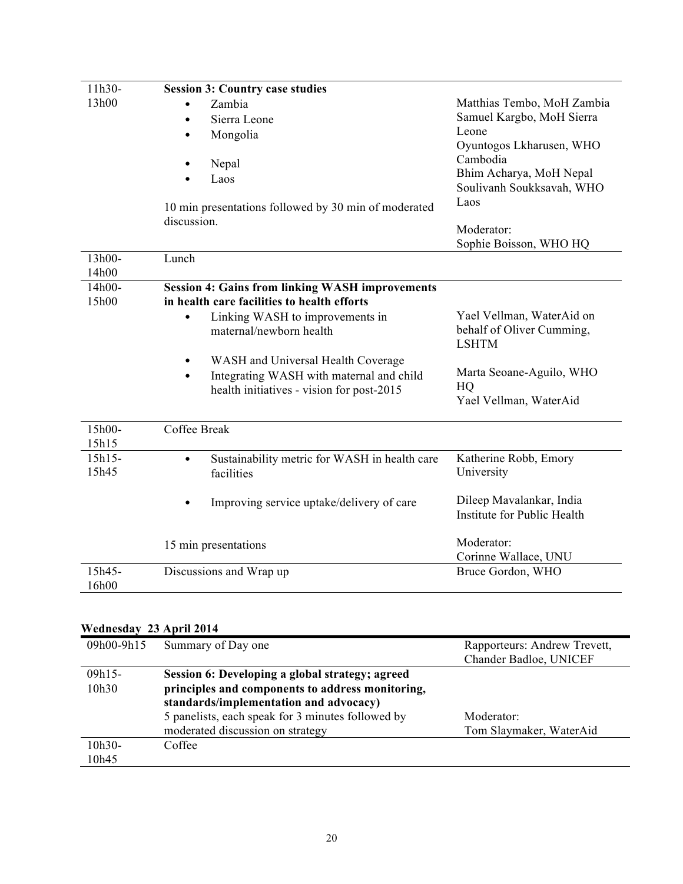| | | |
|---|---|---|
| 11h30-13h00 | **Session 3: Country case studies**<br>• Zambia<br>• Sierra Leone<br>• Mongolia<br>• Nepal<br>• Laos<br><br>10 min presentations followed by 30 min of moderated discussion. | Matthias Tembo, MoH Zambia<br>Samuel Kargbo, MoH Sierra Leone<br>Oyuntogos Lkharusen, WHO Cambodia<br>Bhim Acharya, MoH Nepal<br>Soulivanh Soukksavah, WHO Laos<br><br>Moderator:<br>Sophie Boisson, WHO HQ |
| 13h00-14h00 | Lunch | |
| 14h00-15h00 | **Session 4: Gains from linking WASH improvements in health care facilities to health efforts**<br>• Linking WASH to improvements in maternal/newborn health<br>• WASH and Universal Health Coverage<br>• Integrating WASH with maternal and child health initiatives - vision for post-2015 | Yael Vellman, WaterAid on behalf of Oliver Cumming, LSHTM<br><br>Marta Seoane-Aguilo, WHO HQ<br>Yael Vellman, WaterAid |
| 15h00-15h15 | Coffee Break | |
| 15h15-15h45 | • Sustainability metric for WASH in health care facilities<br><br>• Improving service uptake/delivery of care<br><br>15 min presentations | Katherine Robb, Emory University<br><br>Dileep Mavalankar, India Institute for Public Health<br><br>Moderator:<br>Corinne Wallace, UNU |
| 15h45-16h00 | Discussions and Wrap up | Bruce Gordon, WHO |

**Wednesday 23 April 2014**

| | | |
|---|---|---|
| 09h00-9h15 | Summary of Day one | Rapporteurs: Andrew Trevett, Chander Badloe, UNICEF |
| 09h15-10h30 | **Session 6: Developing a global strategy; agreed principles and components to address monitoring, standards/implementation and advocacy)**<br>5 panelists, each speak for 3 minutes followed by moderated discussion on strategy | Moderator:<br>Tom Slaymaker, WaterAid |
| 10h30-10h45 | Coffee | |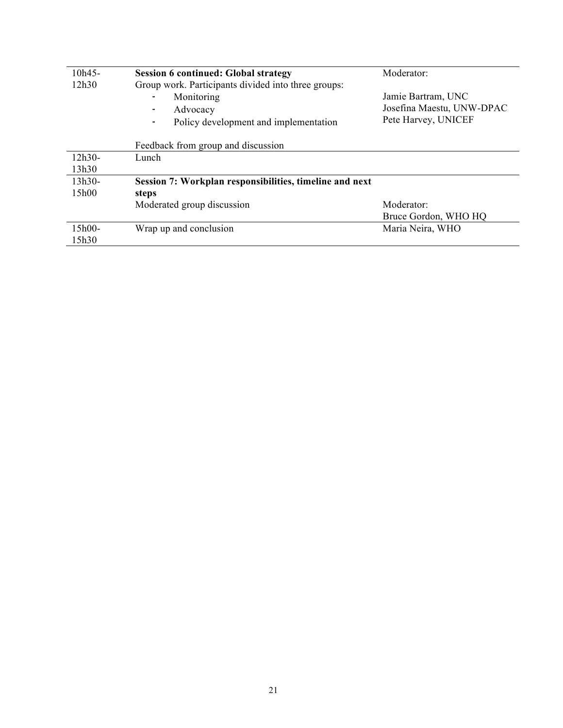| | | |
|---|---|---|
| 10h45-12h30 | **Session 6 continued: Global strategy**<br>Group work. Participants divided into three groups:<br>- Monitoring<br>- Advocacy<br>- Policy development and implementation<br><br>Feedback from group and discussion | Moderator:<br><br>Jamie Bartram, UNC<br>Josefina Maestu, UNW-DPAC<br>Pete Harvey, UNICEF |
| 12h30-13h30 | Lunch | |
| 13h30-15h00 | **Session 7: Workplan responsibilities, timeline and next steps**<br>Moderated group discussion | <br><br>Moderator:<br>Bruce Gordon, WHO HQ |
| 15h00-15h30 | Wrap up and conclusion | Maria Neira, WHO |